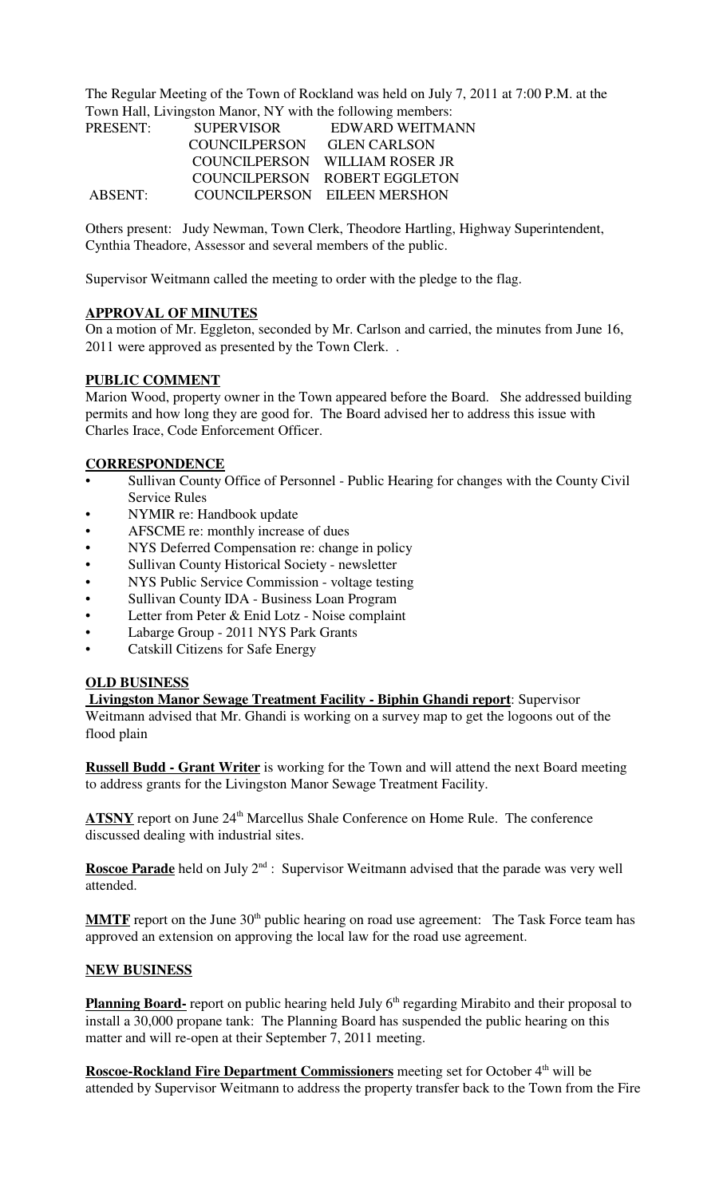The Regular Meeting of the Town of Rockland was held on July 7, 2011 at 7:00 P.M. at the Town Hall, Livingston Manor, NY with the following members:

| | | |
|---|---|---|
| PRESENT: | SUPERVISOR | EDWARD WEITMANN |
| | COUNCILPERSON | GLEN CARLSON |
| | COUNCILPERSON | WILLIAM ROSER JR |
| | COUNCILPERSON | ROBERT EGGLETON |
| ABSENT: | COUNCILPERSON | EILEEN MERSHON |

Others present: Judy Newman, Town Clerk, Theodore Hartling, Highway Superintendent, Cynthia Theadore, Assessor and several members of the public.

Supervisor Weitmann called the meeting to order with the pledge to the flag.

**APPROVAL OF MINUTES**

On a motion of Mr. Eggleton, seconded by Mr. Carlson and carried, the minutes from June 16, 2011 were approved as presented by the Town Clerk. .

**PUBLIC COMMENT**

Marion Wood, property owner in the Town appeared before the Board. She addressed building permits and how long they are good for. The Board advised her to address this issue with Charles Irace, Code Enforcement Officer.

**CORRESPONDENCE**

- Sullivan County Office of Personnel - Public Hearing for changes with the County Civil Service Rules
- NYMIR re: Handbook update
- AFSCME re: monthly increase of dues
- NYS Deferred Compensation re: change in policy
- Sullivan County Historical Society - newsletter
- NYS Public Service Commission - voltage testing
- Sullivan County IDA - Business Loan Program
- Letter from Peter & Enid Lotz - Noise complaint
- Labarge Group - 2011 NYS Park Grants
- Catskill Citizens for Safe Energy

**OLD BUSINESS**

**Livingston Manor Sewage Treatment Facility - Biphin Ghandi report**: Supervisor Weitmann advised that Mr. Ghandi is working on a survey map to get the logoons out of the flood plain

**Russell Budd - Grant Writer** is working for the Town and will attend the next Board meeting to address grants for the Livingston Manor Sewage Treatment Facility.

**ATSNY** report on June 24th Marcellus Shale Conference on Home Rule. The conference discussed dealing with industrial sites.

**Roscoe Parade** held on July 2nd : Supervisor Weitmann advised that the parade was very well attended.

**MMTF** report on the June 30th public hearing on road use agreement: The Task Force team has approved an extension on approving the local law for the road use agreement.

**NEW BUSINESS**

**Planning Board-** report on public hearing held July 6th regarding Mirabito and their proposal to install a 30,000 propane tank: The Planning Board has suspended the public hearing on this matter and will re-open at their September 7, 2011 meeting.

**Roscoe-Rockland Fire Department Commissioners** meeting set for October 4th will be attended by Supervisor Weitmann to address the property transfer back to the Town from the Fire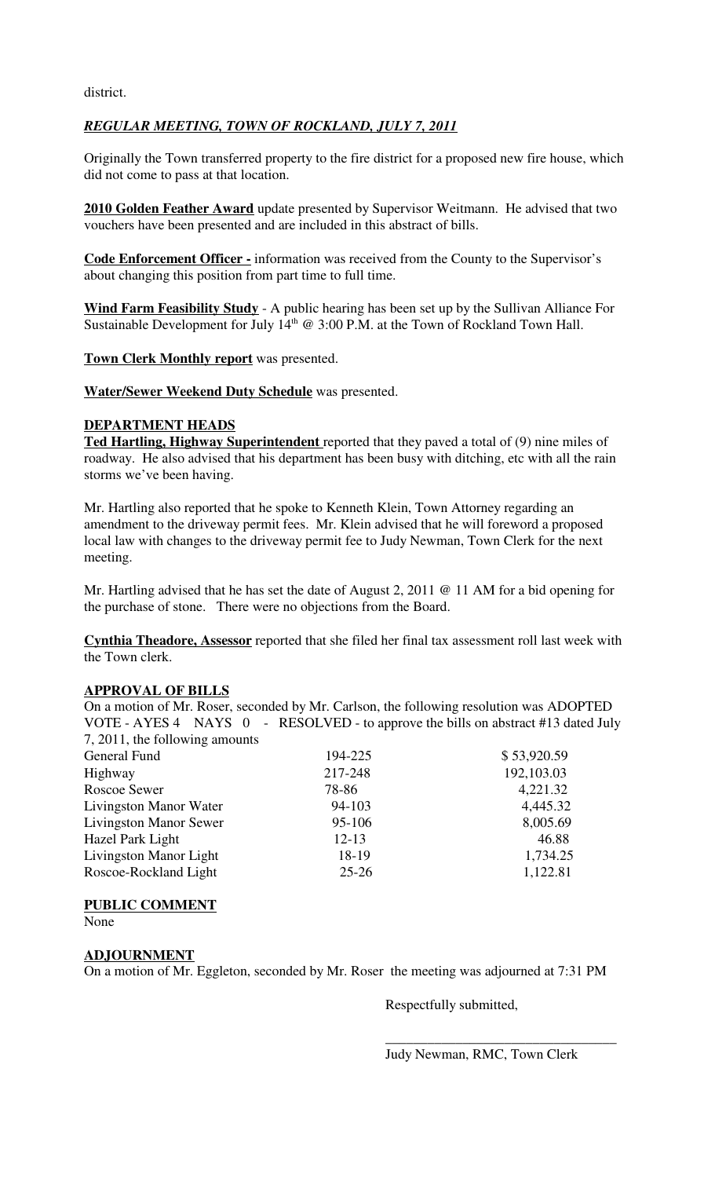district.

***REGULAR MEETING, TOWN OF ROCKLAND, JULY 7, 2011***

Originally the Town transferred property to the fire district for a proposed new fire house, which did not come to pass at that location.

**2010 Golden Feather Award** update presented by Supervisor Weitmann. He advised that two vouchers have been presented and are included in this abstract of bills.

**Code Enforcement Officer -** information was received from the County to the Supervisor's about changing this position from part time to full time.

**Wind Farm Feasibility Study** - A public hearing has been set up by the Sullivan Alliance For Sustainable Development for July 14th @ 3:00 P.M. at the Town of Rockland Town Hall.

**Town Clerk Monthly report** was presented.

**Water/Sewer Weekend Duty Schedule** was presented.

**DEPARTMENT HEADS**

**Ted Hartling, Highway Superintendent** reported that they paved a total of (9) nine miles of roadway. He also advised that his department has been busy with ditching, etc with all the rain storms we've been having.

Mr. Hartling also reported that he spoke to Kenneth Klein, Town Attorney regarding an amendment to the driveway permit fees. Mr. Klein advised that he will foreword a proposed local law with changes to the driveway permit fee to Judy Newman, Town Clerk for the next meeting.

Mr. Hartling advised that he has set the date of August 2, 2011 @ 11 AM for a bid opening for the purchase of stone. There were no objections from the Board.

**Cynthia Theadore, Assessor** reported that she filed her final tax assessment roll last week with the Town clerk.

**APPROVAL OF BILLS**

On a motion of Mr. Roser, seconded by Mr. Carlson, the following resolution was ADOPTED VOTE - AYES 4 NAYS 0 - RESOLVED - to approve the bills on abstract #13 dated July 7, 2011, the following amounts

| | | |
|---|---|---|
| General Fund | 194-225 | $ 53,920.59 |
| Highway | 217-248 | 192,103.03 |
| Roscoe Sewer | 78-86 | 4,221.32 |
| Livingston Manor Water | 94-103 | 4,445.32 |
| Livingston Manor Sewer | 95-106 | 8,005.69 |
| Hazel Park Light | 12-13 | 46.88 |
| Livingston Manor Light | 18-19 | 1,734.25 |
| Roscoe-Rockland Light | 25-26 | 1,122.81 |

**PUBLIC COMMENT**

None

**ADJOURNMENT**

On a motion of Mr. Eggleton, seconded by Mr. Roser the meeting was adjourned at 7:31 PM

Respectfully submitted,

\_\_\_\_\_\_\_\_\_\_\_\_\_\_\_\_\_\_\_\_\_\_\_\_\_\_\_\_\_\_\_\_

Judy Newman, RMC, Town Clerk